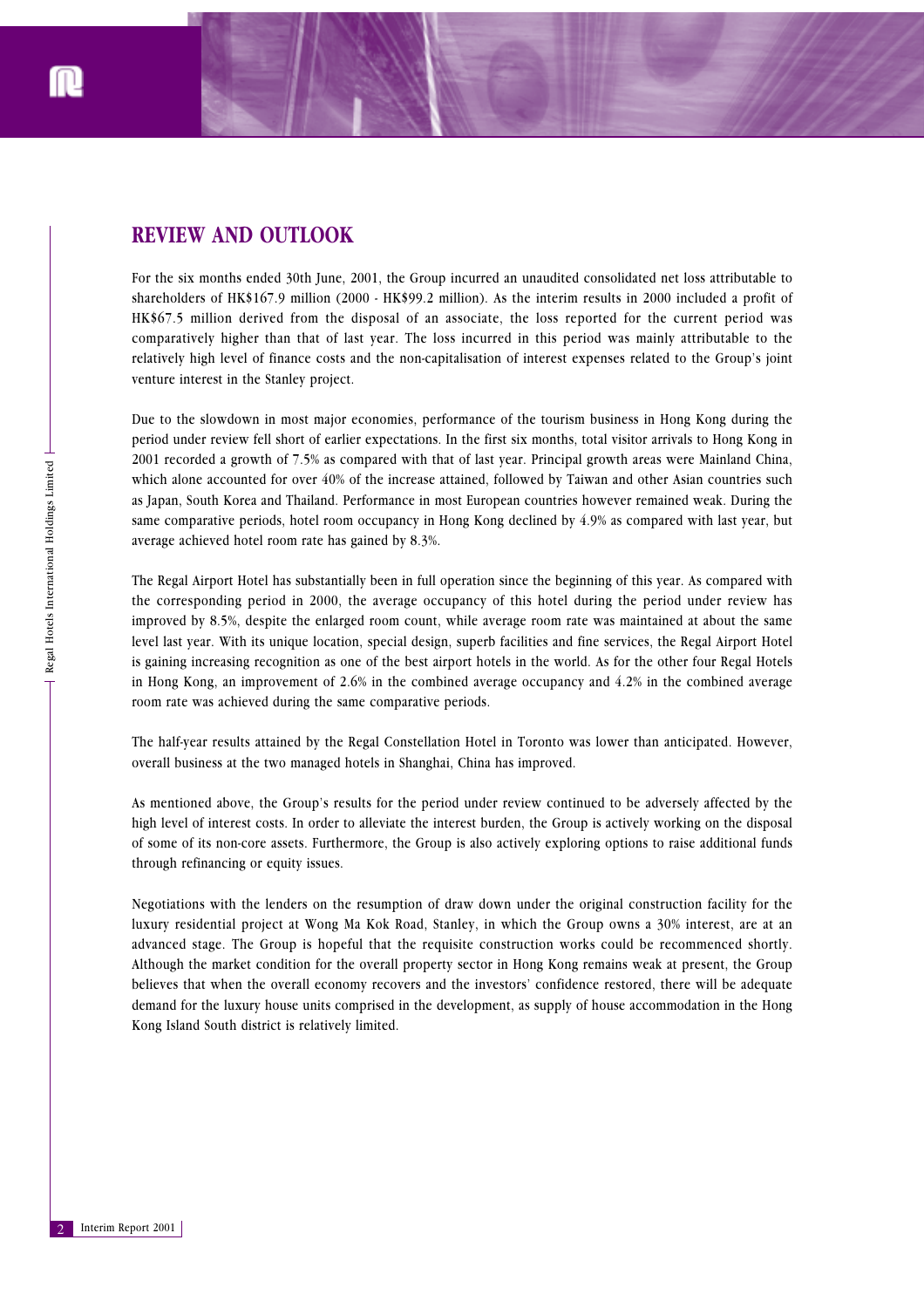# REVIEW AND OUTLOOK

For the six months ended 30th June, 2001, the Group incurred an unaudited consolidated net loss attributable to shareholders of HK$167.9 million (2000 - HK$99.2 million). As the interim results in 2000 included a profit of HK$67.5 million derived from the disposal of an associate, the loss reported for the current period was comparatively higher than that of last year. The loss incurred in this period was mainly attributable to the relatively high level of finance costs and the non-capitalisation of interest expenses related to the Group's joint venture interest in the Stanley project.

Due to the slowdown in most major economies, performance of the tourism business in Hong Kong during the period under review fell short of earlier expectations. In the first six months, total visitor arrivals to Hong Kong in 2001 recorded a growth of 7.5% as compared with that of last year. Principal growth areas were Mainland China, which alone accounted for over 40% of the increase attained, followed by Taiwan and other Asian countries such as Japan, South Korea and Thailand. Performance in most European countries however remained weak. During the same comparative periods, hotel room occupancy in Hong Kong declined by 4.9% as compared with last year, but average achieved hotel room rate has gained by 8.3%.

The Regal Airport Hotel has substantially been in full operation since the beginning of this year. As compared with the corresponding period in 2000, the average occupancy of this hotel during the period under review has improved by 8.5%, despite the enlarged room count, while average room rate was maintained at about the same level last year. With its unique location, special design, superb facilities and fine services, the Regal Airport Hotel is gaining increasing recognition as one of the best airport hotels in the world. As for the other four Regal Hotels in Hong Kong, an improvement of 2.6% in the combined average occupancy and 4.2% in the combined average room rate was achieved during the same comparative periods.

The half-year results attained by the Regal Constellation Hotel in Toronto was lower than anticipated. However, overall business at the two managed hotels in Shanghai, China has improved.

As mentioned above, the Group's results for the period under review continued to be adversely affected by the high level of interest costs. In order to alleviate the interest burden, the Group is actively working on the disposal of some of its non-core assets. Furthermore, the Group is also actively exploring options to raise additional funds through refinancing or equity issues.

Negotiations with the lenders on the resumption of draw down under the original construction facility for the luxury residential project at Wong Ma Kok Road, Stanley, in which the Group owns a 30% interest, are at an advanced stage. The Group is hopeful that the requisite construction works could be recommenced shortly. Although the market condition for the overall property sector in Hong Kong remains weak at present, the Group believes that when the overall economy recovers and the investors' confidence restored, there will be adequate demand for the luxury house units comprised in the development, as supply of house accommodation in the Hong Kong Island South district is relatively limited.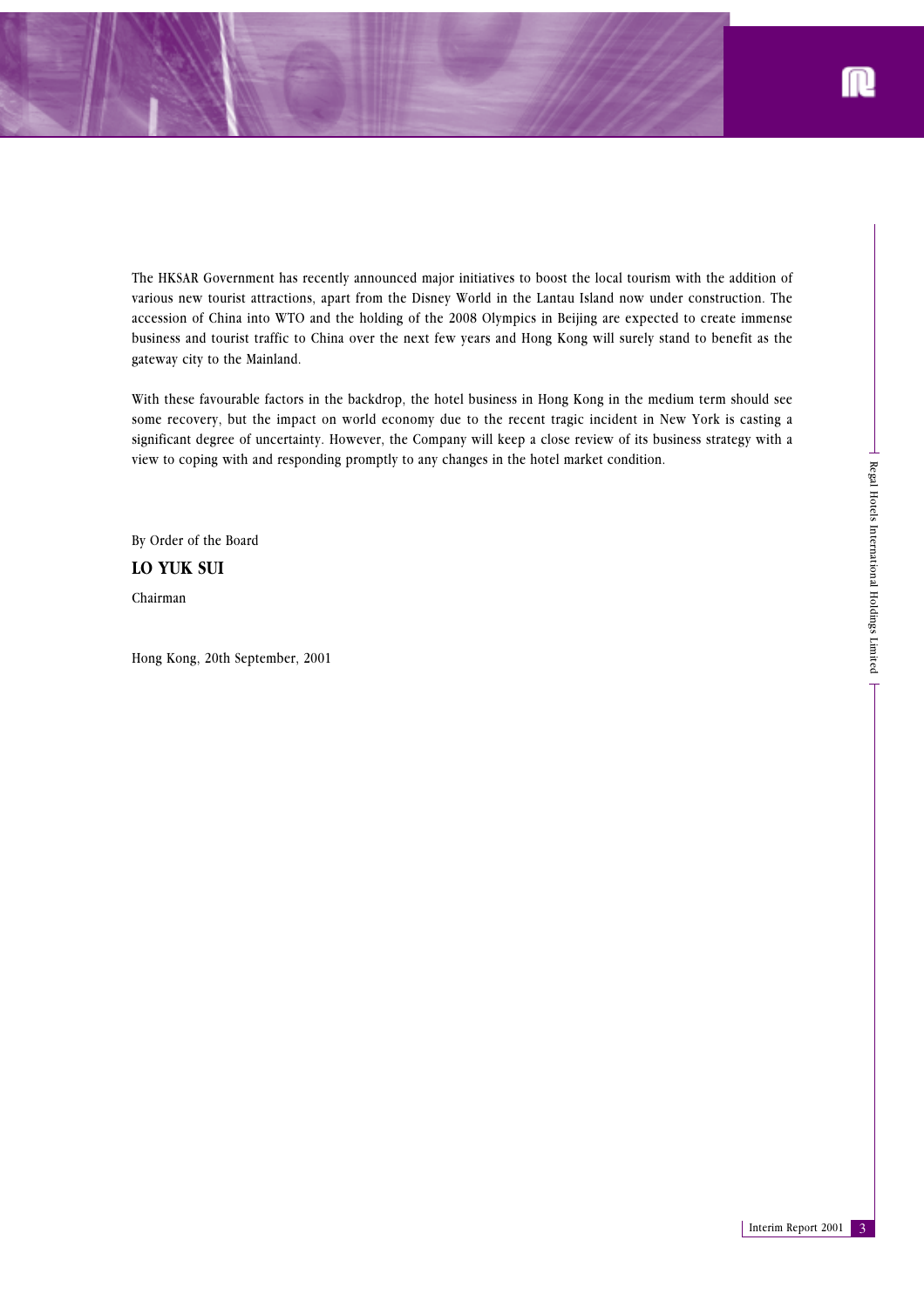The HKSAR Government has recently announced major initiatives to boost the local tourism with the addition of various new tourist attractions, apart from the Disney World in the Lantau Island now under construction. The accession of China into WTO and the holding of the 2008 Olympics in Beijing are expected to create immense business and tourist traffic to China over the next few years and Hong Kong will surely stand to benefit as the gateway city to the Mainland.

With these favourable factors in the backdrop, the hotel business in Hong Kong in the medium term should see some recovery, but the impact on world economy due to the recent tragic incident in New York is casting a significant degree of uncertainty. However, the Company will keep a close review of its business strategy with a view to coping with and responding promptly to any changes in the hotel market condition.

By Order of the Board

**LO YUK SUI**

Chairman

Hong Kong, 20th September, 2001